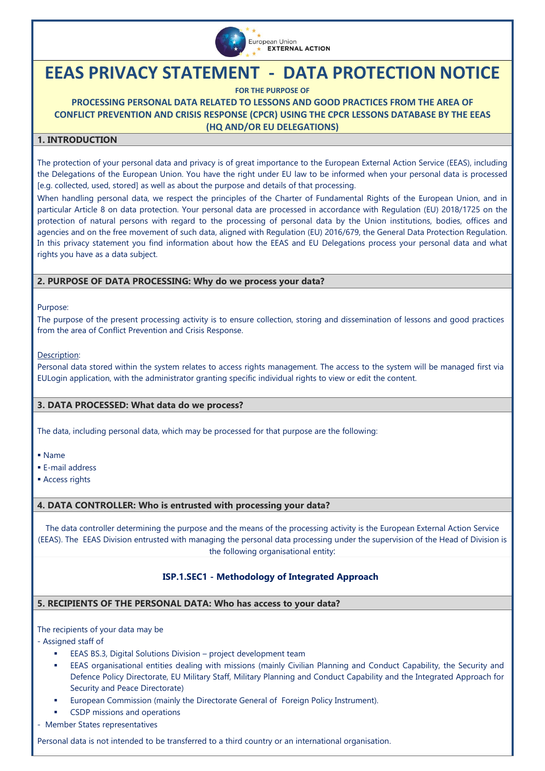# EEAS PRIVACY STATEMENT - DATA PROTECTION NOTICE

**FOR THE PURPOSE OF**

**PROCESSING PERSONAL DATA RELATED TO LESSONS AND GOOD PRACTICES FROM THE AREA OF CONFLICT PREVENTION AND CRISIS RESPONSE (CPCR) USING THE CPCR LESSONS DATABASE BY THE EEAS (HQ AND/OR EU DELEGATIONS)**

## 1. INTRODUCTION

The protection of your personal data and privacy is of great importance to the European External Action Service (EEAS), including the Delegations of the European Union. You have the right under EU law to be informed when your personal data is processed [e.g. collected, used, stored] as well as about the purpose and details of that processing.

When handling personal data, we respect the principles of the Charter of Fundamental Rights of the European Union, and in particular Article 8 on data protection. Your personal data are processed in accordance with Regulation (EU) 2018/1725 on the protection of natural persons with regard to the processing of personal data by the Union institutions, bodies, offices and agencies and on the free movement of such data, aligned with Regulation (EU) 2016/679, the General Data Protection Regulation. In this privacy statement you find information about how the EEAS and EU Delegations process your personal data and what rights you have as a data subject.

## 2. PURPOSE OF DATA PROCESSING: Why do we process your data?

Purpose:

The purpose of the present processing activity is to ensure collection, storing and dissemination of lessons and good practices from the area of Conflict Prevention and Crisis Response.

Description:

Personal data stored within the system relates to access rights management. The access to the system will be managed first via EULogin application, with the administrator granting specific individual rights to view or edit the content.

## 3. DATA PROCESSED: What data do we process?

The data, including personal data, which may be processed for that purpose are the following:

- Name
- E-mail address
- Access rights

## 4. DATA CONTROLLER: Who is entrusted with processing your data?

The data controller determining the purpose and the means of the processing activity is the European External Action Service (EEAS). The EEAS Division entrusted with managing the personal data processing under the supervision of the Head of Division is the following organisational entity:

**ISP.1.SEC1 - Methodology of Integrated Approach**

## 5. RECIPIENTS OF THE PERSONAL DATA: Who has access to your data?

The recipients of your data may be

- Assigned staff of
  - EEAS BS.3, Digital Solutions Division – project development team
  - EEAS organisational entities dealing with missions (mainly Civilian Planning and Conduct Capability, the Security and Defence Policy Directorate, EU Military Staff, Military Planning and Conduct Capability and the Integrated Approach for Security and Peace Directorate)
  - European Commission (mainly the Directorate General of Foreign Policy Instrument).
  - CSDP missions and operations
- Member States representatives

Personal data is not intended to be transferred to a third country or an international organisation.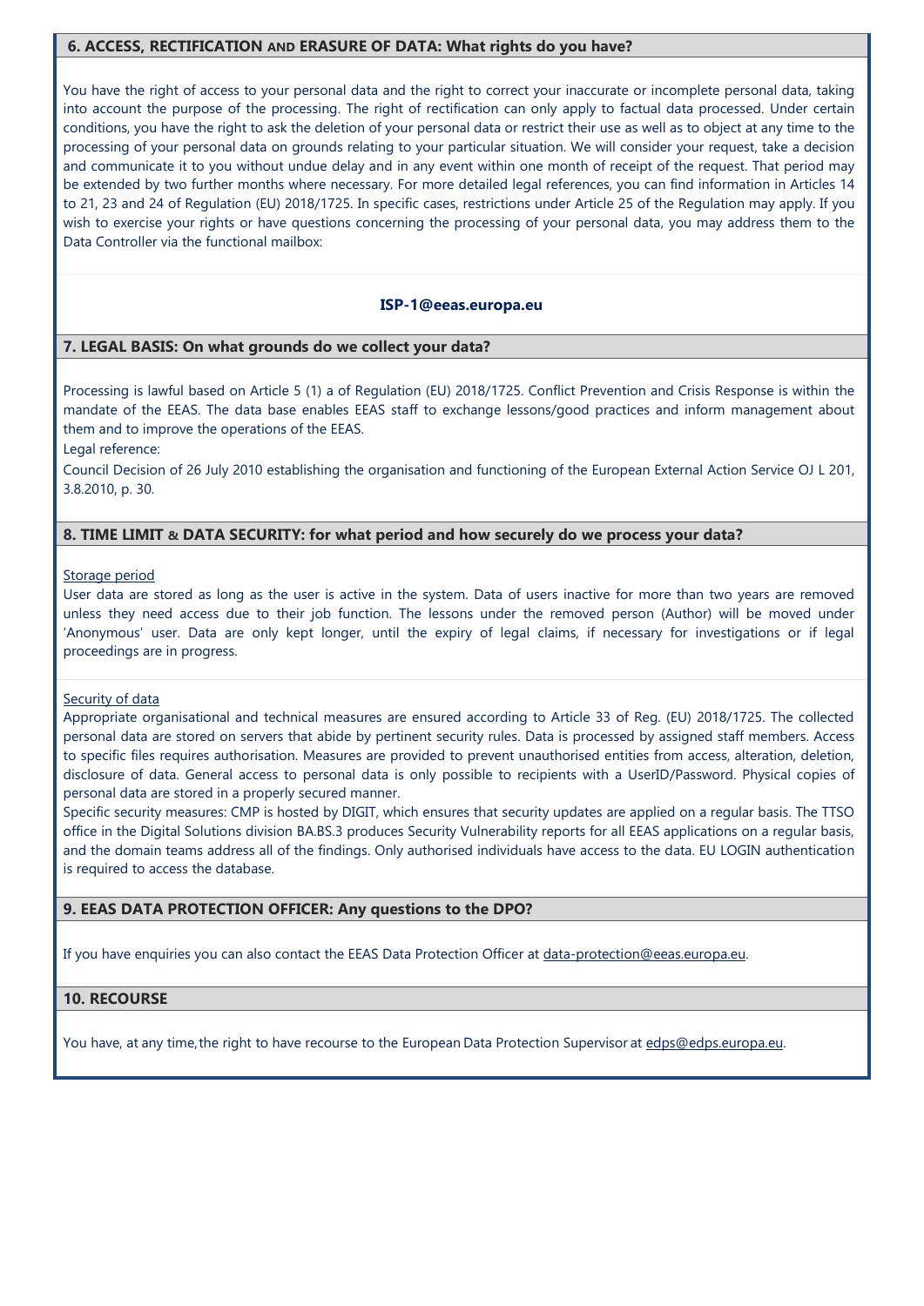## 6. ACCESS, RECTIFICATION AND ERASURE OF DATA: What rights do you have?

You have the right of access to your personal data and the right to correct your inaccurate or incomplete personal data, taking into account the purpose of the processing. The right of rectification can only apply to factual data processed. Under certain conditions, you have the right to ask the deletion of your personal data or restrict their use as well as to object at any time to the processing of your personal data on grounds relating to your particular situation. We will consider your request, take a decision and communicate it to you without undue delay and in any event within one month of receipt of the request. That period may be extended by two further months where necessary. For more detailed legal references, you can find information in Articles 14 to 21, 23 and 24 of Regulation (EU) 2018/1725. In specific cases, restrictions under Article 25 of the Regulation may apply. If you wish to exercise your rights or have questions concerning the processing of your personal data, you may address them to the Data Controller via the functional mailbox:

**ISP-1@eeas.europa.eu**

## 7. LEGAL BASIS: On what grounds do we collect your data?

Processing is lawful based on Article 5 (1) a of Regulation (EU) 2018/1725. Conflict Prevention and Crisis Response is within the mandate of the EEAS. The data base enables EEAS staff to exchange lessons/good practices and inform management about them and to improve the operations of the EEAS.

Legal reference:

Council Decision of 26 July 2010 establishing the organisation and functioning of the European External Action Service OJ L 201, 3.8.2010, p. 30.

## 8. TIME LIMIT & DATA SECURITY: for what period and how securely do we process your data?

Storage period

User data are stored as long as the user is active in the system. Data of users inactive for more than two years are removed unless they need access due to their job function. The lessons under the removed person (Author) will be moved under 'Anonymous' user. Data are only kept longer, until the expiry of legal claims, if necessary for investigations or if legal proceedings are in progress.

Security of data

Appropriate organisational and technical measures are ensured according to Article 33 of Reg. (EU) 2018/1725. The collected personal data are stored on servers that abide by pertinent security rules. Data is processed by assigned staff members. Access to specific files requires authorisation. Measures are provided to prevent unauthorised entities from access, alteration, deletion, disclosure of data. General access to personal data is only possible to recipients with a UserID/Password. Physical copies of personal data are stored in a properly secured manner.

Specific security measures: CMP is hosted by DIGIT, which ensures that security updates are applied on a regular basis. The TTSO office in the Digital Solutions division BA.BS.3 produces Security Vulnerability reports for all EEAS applications on a regular basis, and the domain teams address all of the findings. Only authorised individuals have access to the data. EU LOGIN authentication is required to access the database.

## 9. EEAS DATA PROTECTION OFFICER: Any questions to the DPO?

If you have enquiries you can also contact the EEAS Data Protection Officer at data-protection@eeas.europa.eu.

## 10. RECOURSE

You have, at any time, the right to have recourse to the European Data Protection Supervisor at edps@edps.europa.eu.